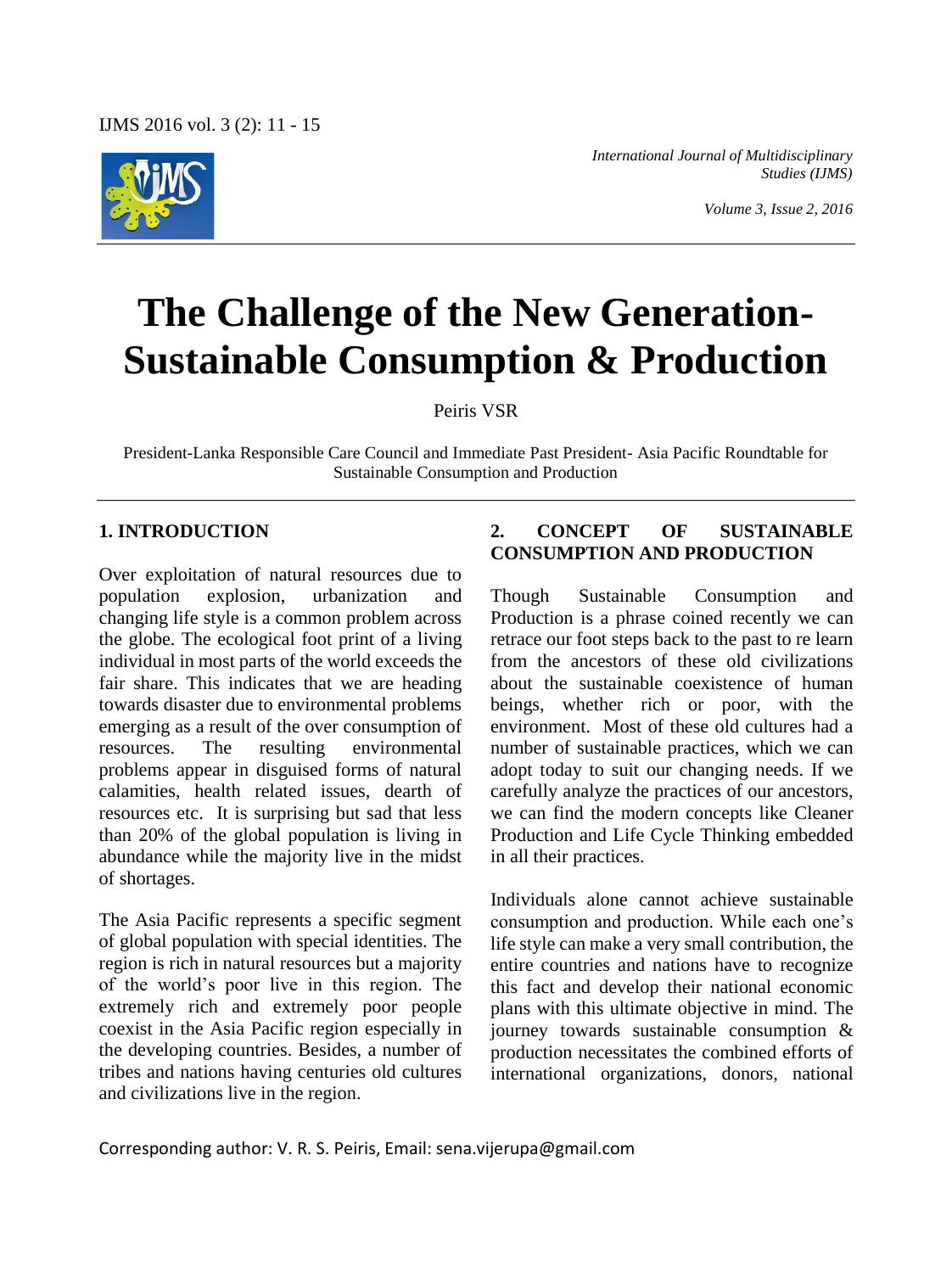# The Challenge of the New Generation- Sustainable Consumption & Production

Peiris VSR

President-Lanka Responsible Care Council and Immediate Past President- Asia Pacific Roundtable for Sustainable Consumption and Production

## 1. INTRODUCTION

Over exploitation of natural resources due to population explosion, urbanization and changing life style is a common problem across the globe. The ecological foot print of a living individual in most parts of the world exceeds the fair share. This indicates that we are heading towards disaster due to environmental problems emerging as a result of the over consumption of resources. The resulting environmental problems appear in disguised forms of natural calamities, health related issues, dearth of resources etc. It is surprising but sad that less than 20% of the global population is living in abundance while the majority live in the midst of shortages.

The Asia Pacific represents a specific segment of global population with special identities. The region is rich in natural resources but a majority of the world's poor live in this region. The extremely rich and extremely poor people coexist in the Asia Pacific region especially in the developing countries. Besides, a number of tribes and nations having centuries old cultures and civilizations live in the region.

## 2. CONCEPT OF SUSTAINABLE CONSUMPTION AND PRODUCTION

Though Sustainable Consumption and Production is a phrase coined recently we can retrace our foot steps back to the past to re learn from the ancestors of these old civilizations about the sustainable coexistence of human beings, whether rich or poor, with the environment. Most of these old cultures had a number of sustainable practices, which we can adopt today to suit our changing needs. If we carefully analyze the practices of our ancestors, we can find the modern concepts like Cleaner Production and Life Cycle Thinking embedded in all their practices.

Individuals alone cannot achieve sustainable consumption and production. While each one's life style can make a very small contribution, the entire countries and nations have to recognize this fact and develop their national economic plans with this ultimate objective in mind. The journey towards sustainable consumption & production necessitates the combined efforts of international organizations, donors, national

Corresponding author: V. R. S. Peiris, Email: sena.vijerupa@gmail.com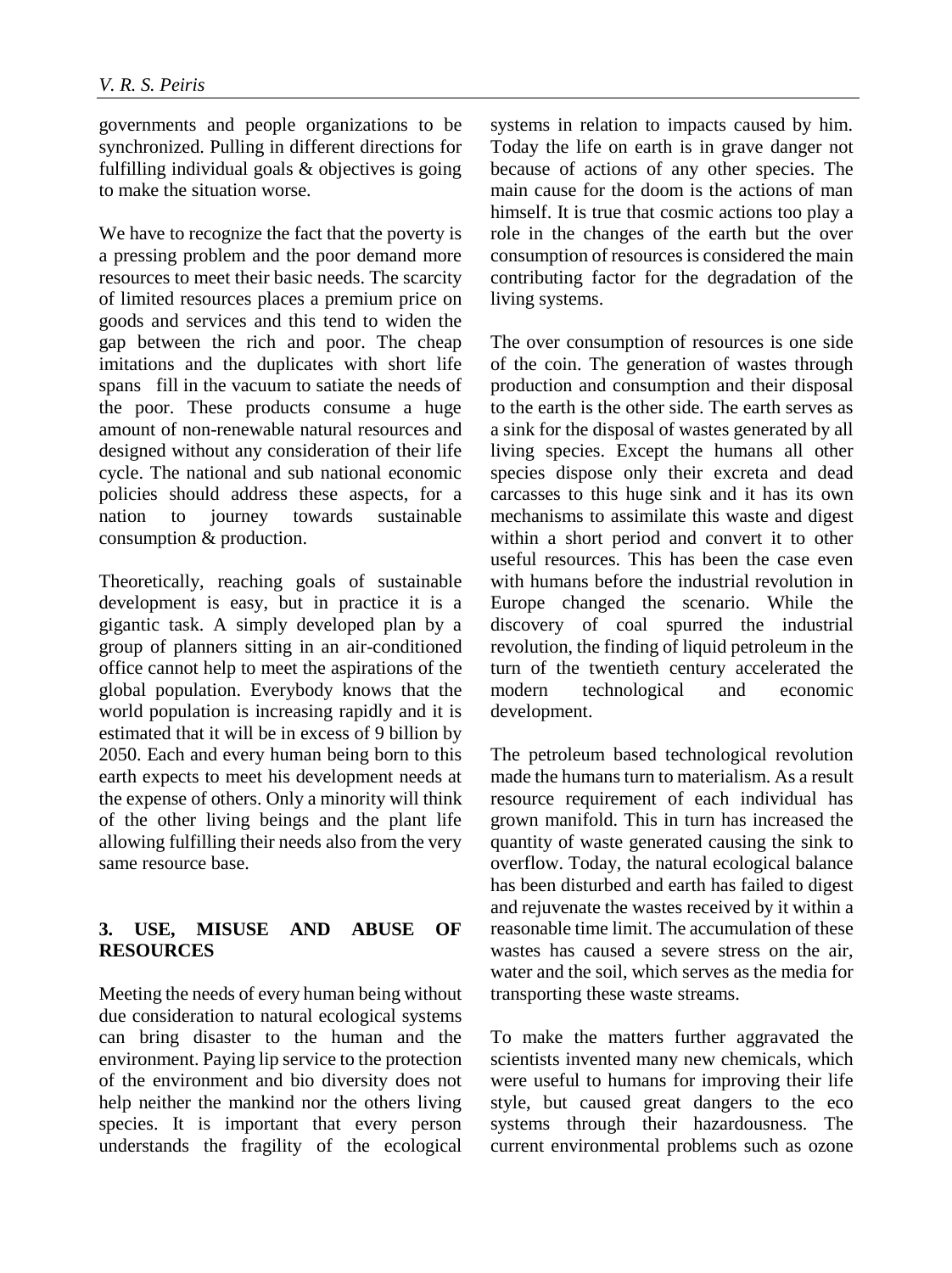governments and people organizations to be synchronized. Pulling in different directions for fulfilling individual goals & objectives is going to make the situation worse.

We have to recognize the fact that the poverty is a pressing problem and the poor demand more resources to meet their basic needs. The scarcity of limited resources places a premium price on goods and services and this tend to widen the gap between the rich and poor. The cheap imitations and the duplicates with short life spans fill in the vacuum to satiate the needs of the poor. These products consume a huge amount of non-renewable natural resources and designed without any consideration of their life cycle. The national and sub national economic policies should address these aspects, for a nation to journey towards sustainable consumption & production.

Theoretically, reaching goals of sustainable development is easy, but in practice it is a gigantic task. A simply developed plan by a group of planners sitting in an air-conditioned office cannot help to meet the aspirations of the global population. Everybody knows that the world population is increasing rapidly and it is estimated that it will be in excess of 9 billion by 2050. Each and every human being born to this earth expects to meet his development needs at the expense of others. Only a minority will think of the other living beings and the plant life allowing fulfilling their needs also from the very same resource base.

## 3. USE, MISUSE AND ABUSE OF RESOURCES

Meeting the needs of every human being without due consideration to natural ecological systems can bring disaster to the human and the environment. Paying lip service to the protection of the environment and bio diversity does not help neither the mankind nor the others living species. It is important that every person understands the fragility of the ecological systems in relation to impacts caused by him. Today the life on earth is in grave danger not because of actions of any other species. The main cause for the doom is the actions of man himself. It is true that cosmic actions too play a role in the changes of the earth but the over consumption of resources is considered the main contributing factor for the degradation of the living systems.

The over consumption of resources is one side of the coin. The generation of wastes through production and consumption and their disposal to the earth is the other side. The earth serves as a sink for the disposal of wastes generated by all living species. Except the humans all other species dispose only their excreta and dead carcasses to this huge sink and it has its own mechanisms to assimilate this waste and digest within a short period and convert it to other useful resources. This has been the case even with humans before the industrial revolution in Europe changed the scenario. While the discovery of coal spurred the industrial revolution, the finding of liquid petroleum in the turn of the twentieth century accelerated the modern technological and economic development.

The petroleum based technological revolution made the humans turn to materialism. As a result resource requirement of each individual has grown manifold. This in turn has increased the quantity of waste generated causing the sink to overflow. Today, the natural ecological balance has been disturbed and earth has failed to digest and rejuvenate the wastes received by it within a reasonable time limit. The accumulation of these wastes has caused a severe stress on the air, water and the soil, which serves as the media for transporting these waste streams.

To make the matters further aggravated the scientists invented many new chemicals, which were useful to humans for improving their life style, but caused great dangers to the eco systems through their hazardousness. The current environmental problems such as ozone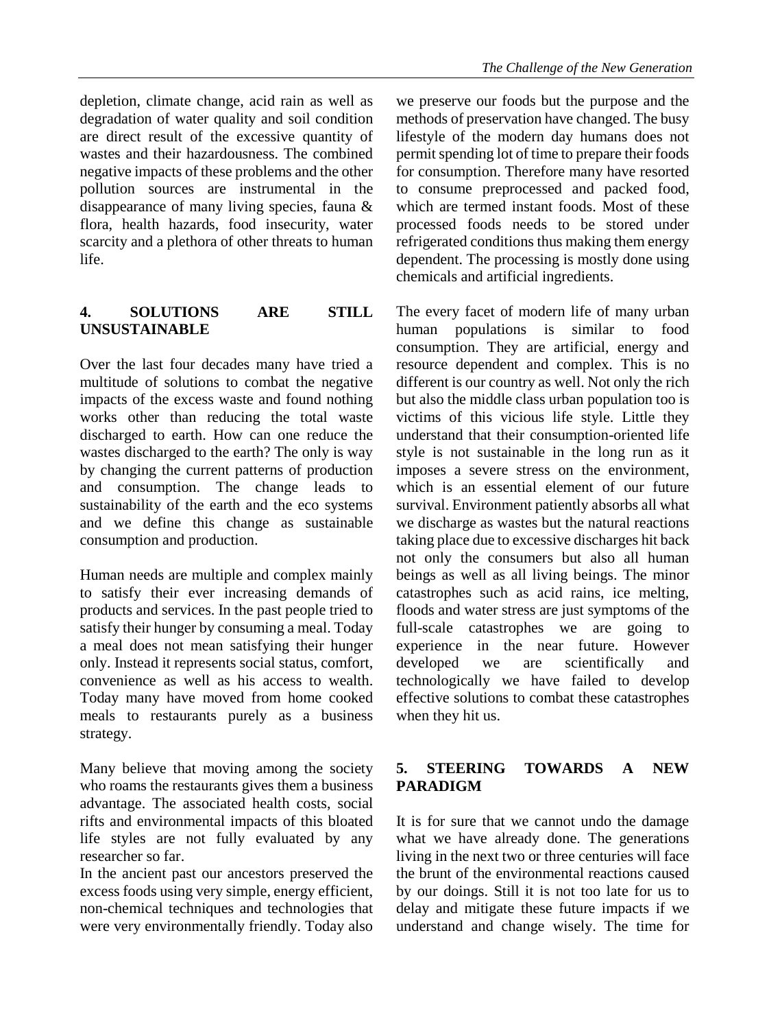depletion, climate change, acid rain as well as degradation of water quality and soil condition are direct result of the excessive quantity of wastes and their hazardousness. The combined negative impacts of these problems and the other pollution sources are instrumental in the disappearance of many living species, fauna & flora, health hazards, food insecurity, water scarcity and a plethora of other threats to human life.

## 4. SOLUTIONS ARE STILL UNSUSTAINABLE

Over the last four decades many have tried a multitude of solutions to combat the negative impacts of the excess waste and found nothing works other than reducing the total waste discharged to earth. How can one reduce the wastes discharged to the earth? The only is way by changing the current patterns of production and consumption. The change leads to sustainability of the earth and the eco systems and we define this change as sustainable consumption and production.

Human needs are multiple and complex mainly to satisfy their ever increasing demands of products and services. In the past people tried to satisfy their hunger by consuming a meal. Today a meal does not mean satisfying their hunger only. Instead it represents social status, comfort, convenience as well as his access to wealth. Today many have moved from home cooked meals to restaurants purely as a business strategy.

Many believe that moving among the society who roams the restaurants gives them a business advantage. The associated health costs, social rifts and environmental impacts of this bloated life styles are not fully evaluated by any researcher so far.

In the ancient past our ancestors preserved the excess foods using very simple, energy efficient, non-chemical techniques and technologies that were very environmentally friendly. Today also we preserve our foods but the purpose and the methods of preservation have changed. The busy lifestyle of the modern day humans does not permit spending lot of time to prepare their foods for consumption. Therefore many have resorted to consume preprocessed and packed food, which are termed instant foods. Most of these processed foods needs to be stored under refrigerated conditions thus making them energy dependent. The processing is mostly done using chemicals and artificial ingredients.

The every facet of modern life of many urban human populations is similar to food consumption. They are artificial, energy and resource dependent and complex. This is no different is our country as well. Not only the rich but also the middle class urban population too is victims of this vicious life style. Little they understand that their consumption-oriented life style is not sustainable in the long run as it imposes a severe stress on the environment, which is an essential element of our future survival. Environment patiently absorbs all what we discharge as wastes but the natural reactions taking place due to excessive discharges hit back not only the consumers but also all human beings as well as all living beings. The minor catastrophes such as acid rains, ice melting, floods and water stress are just symptoms of the full-scale catastrophes we are going to experience in the near future. However developed we are scientifically and technologically we have failed to develop effective solutions to combat these catastrophes when they hit us.

## 5. STEERING TOWARDS A NEW PARADIGM

It is for sure that we cannot undo the damage what we have already done. The generations living in the next two or three centuries will face the brunt of the environmental reactions caused by our doings. Still it is not too late for us to delay and mitigate these future impacts if we understand and change wisely. The time for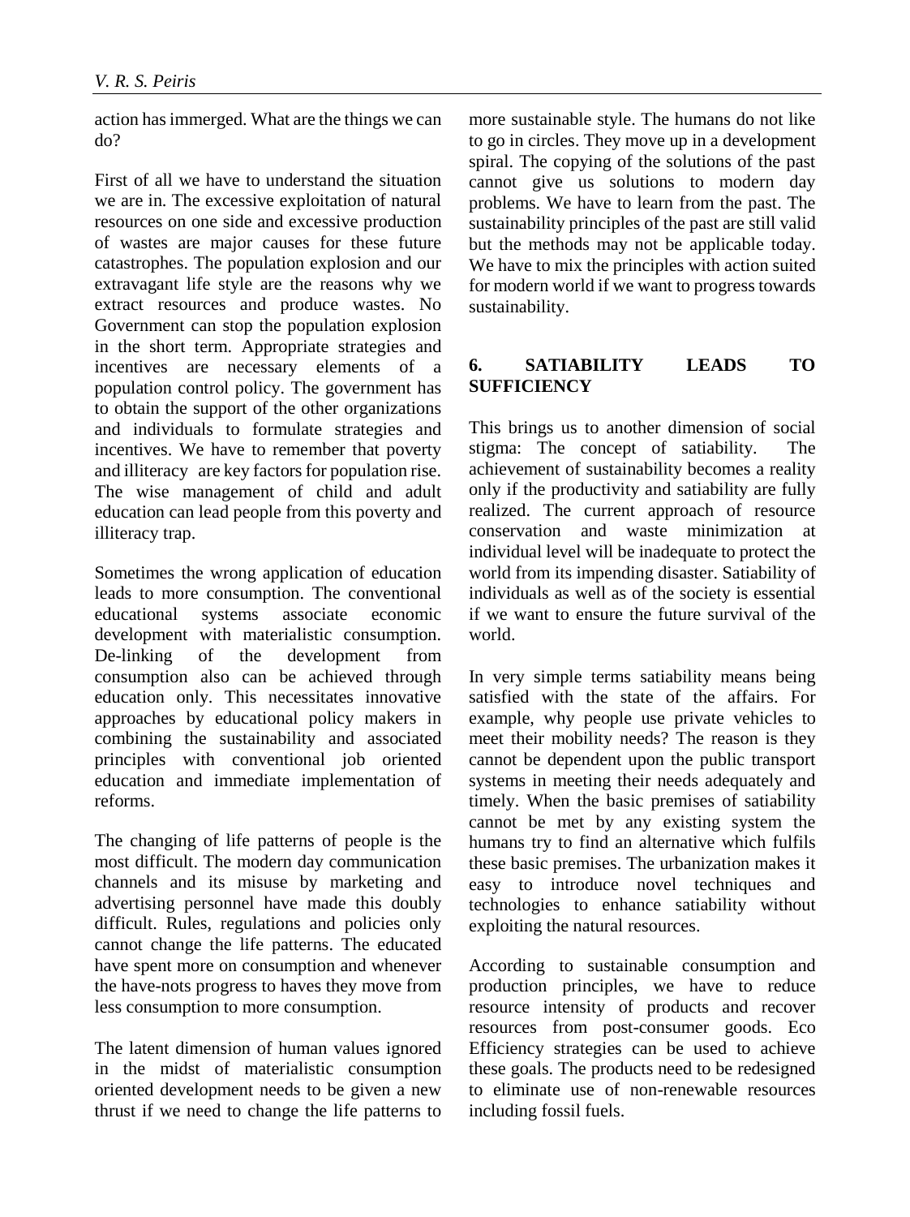action has immerged. What are the things we can do?

First of all we have to understand the situation we are in. The excessive exploitation of natural resources on one side and excessive production of wastes are major causes for these future catastrophes. The population explosion and our extravagant life style are the reasons why we extract resources and produce wastes. No Government can stop the population explosion in the short term. Appropriate strategies and incentives are necessary elements of a population control policy. The government has to obtain the support of the other organizations and individuals to formulate strategies and incentives. We have to remember that poverty and illiteracy are key factors for population rise. The wise management of child and adult education can lead people from this poverty and illiteracy trap.

Sometimes the wrong application of education leads to more consumption. The conventional educational systems associate economic development with materialistic consumption. De-linking of the development from consumption also can be achieved through education only. This necessitates innovative approaches by educational policy makers in combining the sustainability and associated principles with conventional job oriented education and immediate implementation of reforms.

The changing of life patterns of people is the most difficult. The modern day communication channels and its misuse by marketing and advertising personnel have made this doubly difficult. Rules, regulations and policies only cannot change the life patterns. The educated have spent more on consumption and whenever the have-nots progress to haves they move from less consumption to more consumption.

The latent dimension of human values ignored in the midst of materialistic consumption oriented development needs to be given a new thrust if we need to change the life patterns to more sustainable style. The humans do not like to go in circles. They move up in a development spiral. The copying of the solutions of the past cannot give us solutions to modern day problems. We have to learn from the past. The sustainability principles of the past are still valid but the methods may not be applicable today. We have to mix the principles with action suited for modern world if we want to progress towards sustainability.

## 6. SATIABILITY LEADS TO SUFFICIENCY

This brings us to another dimension of social stigma: The concept of satiability. The achievement of sustainability becomes a reality only if the productivity and satiability are fully realized. The current approach of resource conservation and waste minimization at individual level will be inadequate to protect the world from its impending disaster. Satiability of individuals as well as of the society is essential if we want to ensure the future survival of the world.

In very simple terms satiability means being satisfied with the state of the affairs. For example, why people use private vehicles to meet their mobility needs? The reason is they cannot be dependent upon the public transport systems in meeting their needs adequately and timely. When the basic premises of satiability cannot be met by any existing system the humans try to find an alternative which fulfils these basic premises. The urbanization makes it easy to introduce novel techniques and technologies to enhance satiability without exploiting the natural resources.

According to sustainable consumption and production principles, we have to reduce resource intensity of products and recover resources from post-consumer goods. Eco Efficiency strategies can be used to achieve these goals. The products need to be redesigned to eliminate use of non-renewable resources including fossil fuels.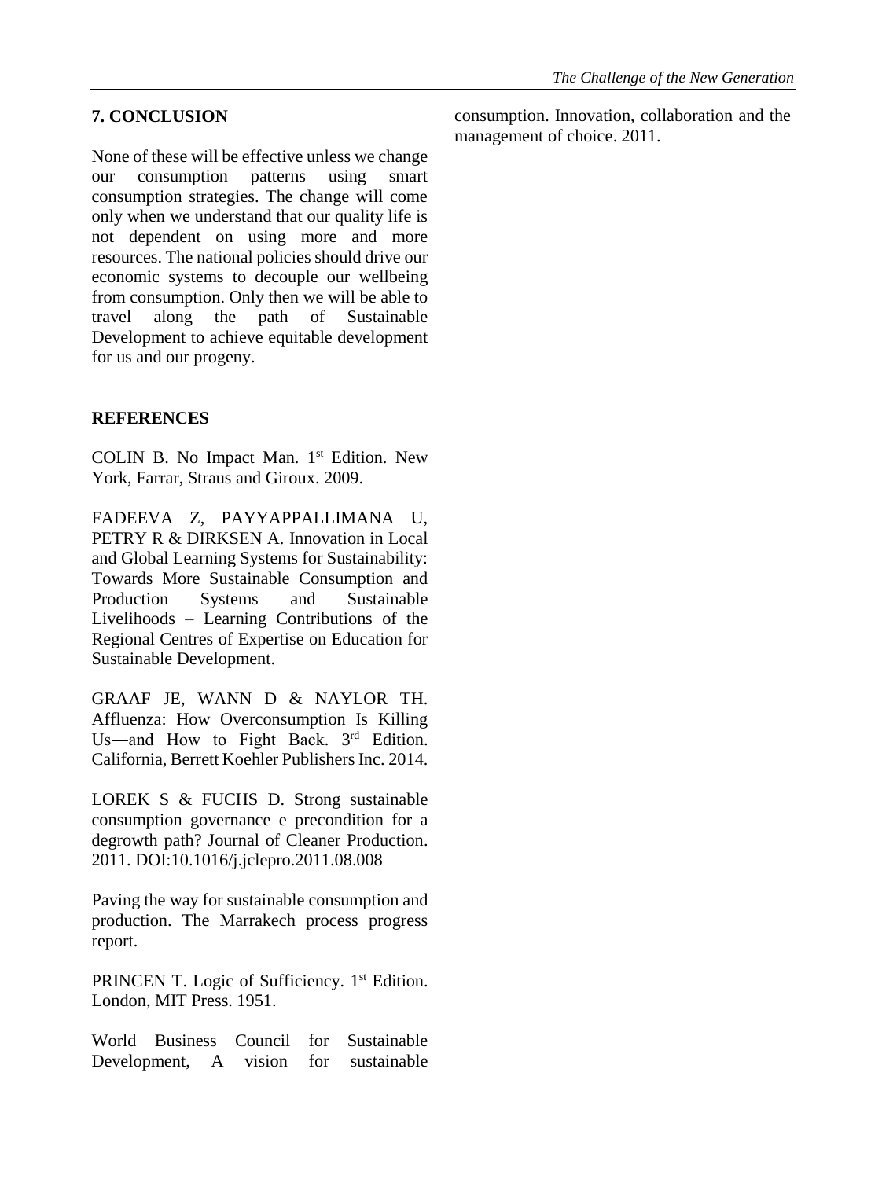## 7. CONCLUSION

None of these will be effective unless we change our consumption patterns using smart consumption strategies. The change will come only when we understand that our quality life is not dependent on using more and more resources. The national policies should drive our economic systems to decouple our wellbeing from consumption. Only then we will be able to travel along the path of Sustainable Development to achieve equitable development for us and our progeny.

## REFERENCES

COLIN B. No Impact Man. 1st Edition. New York, Farrar, Straus and Giroux. 2009.

FADEEVA Z, PAYYAPPALLIMANA U, PETRY R & DIRKSEN A. Innovation in Local and Global Learning Systems for Sustainability: Towards More Sustainable Consumption and Production Systems and Sustainable Livelihoods – Learning Contributions of the Regional Centres of Expertise on Education for Sustainable Development.

GRAAF JE, WANN D & NAYLOR TH. Affluenza: How Overconsumption Is Killing Us—and How to Fight Back. 3rd Edition. California, Berrett Koehler Publishers Inc. 2014.

LOREK S & FUCHS D. Strong sustainable consumption governance e precondition for a degrowth path? Journal of Cleaner Production. 2011. DOI:10.1016/j.jclepro.2011.08.008

Paving the way for sustainable consumption and production. The Marrakech process progress report.

PRINCEN T. Logic of Sufficiency. 1st Edition. London, MIT Press. 1951.

World Business Council for Sustainable Development, A vision for sustainable consumption. Innovation, collaboration and the management of choice. 2011.